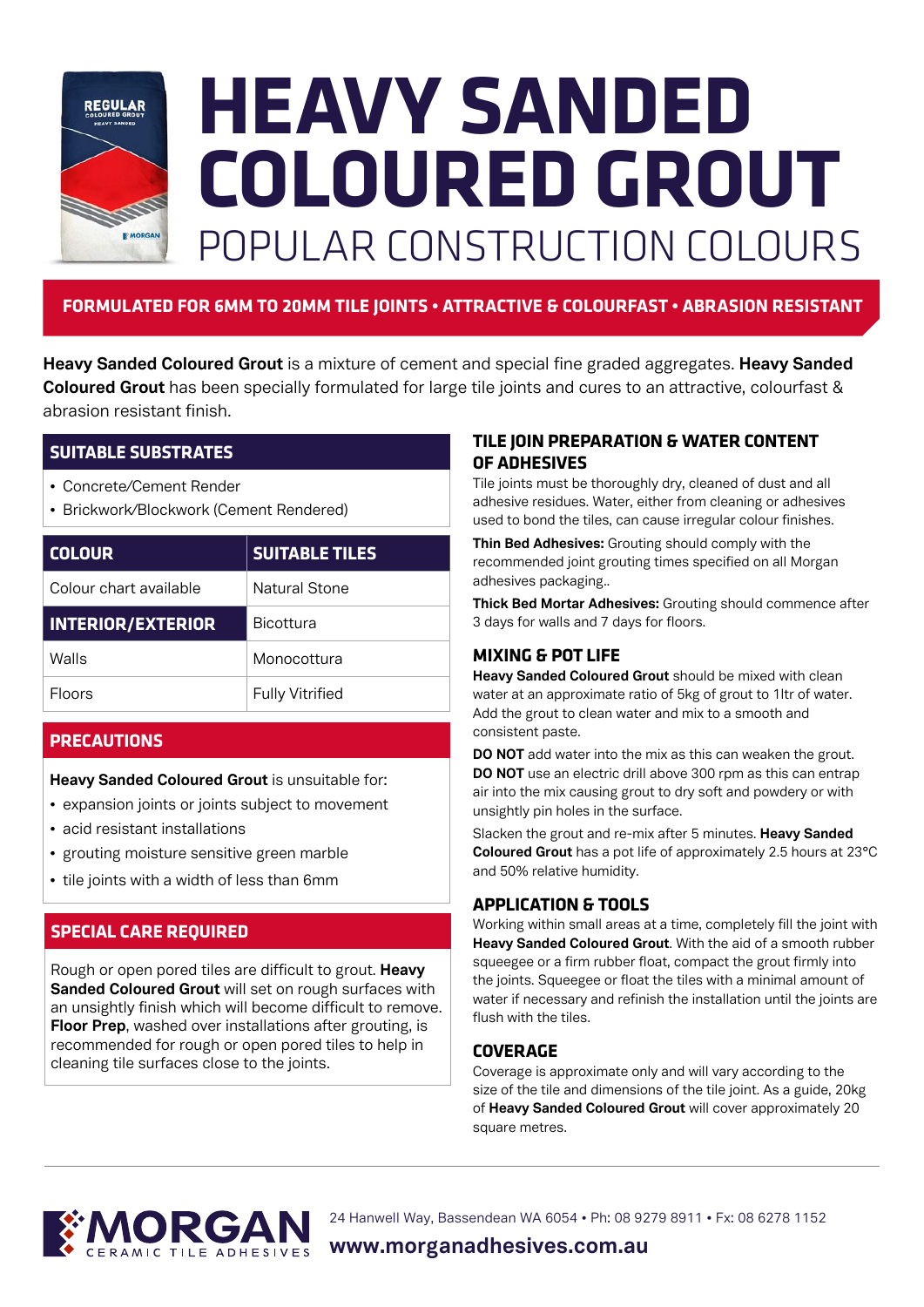# HEAVY SANDED COLOURED GROUT

## POPULAR CONSTRUCTION COLOURS

**FORMULATED FOR 6MM TO 20MM TILE JOINTS • ATTRACTIVE & COLOURFAST • ABRASION RESISTANT**

**Heavy Sanded Coloured Grout** is a mixture of cement and special fine graded aggregates. **Heavy Sanded Coloured Grout** has been specially formulated for large tile joints and cures to an attractive, colourfast & abrasion resistant finish.

### SUITABLE SUBSTRATES

- Concrete/Cement Render
- Brickwork/Blockwork (Cement Rendered)

| COLOUR | SUITABLE TILES |
|---|---|
| Colour chart available | Natural Stone |
| **INTERIOR/EXTERIOR** | Bicottura |
| Walls | Monocottura |
| Floors | Fully Vitrified |

### PRECAUTIONS

**Heavy Sanded Coloured Grout** is unsuitable for:

- expansion joints or joints subject to movement
- acid resistant installations
- grouting moisture sensitive green marble
- tile joints with a width of less than 6mm

### SPECIAL CARE REQUIRED

Rough or open pored tiles are difficult to grout. **Heavy Sanded Coloured Grout** will set on rough surfaces with an unsightly finish which will become difficult to remove. **Floor Prep**, washed over installations after grouting, is recommended for rough or open pored tiles to help in cleaning tile surfaces close to the joints.

### TILE JOIN PREPARATION & WATER CONTENT OF ADHESIVES

Tile joints must be thoroughly dry, cleaned of dust and all adhesive residues. Water, either from cleaning or adhesives used to bond the tiles, can cause irregular colour finishes.

**Thin Bed Adhesives:** Grouting should comply with the recommended joint grouting times specified on all Morgan adhesives packaging..

**Thick Bed Mortar Adhesives:** Grouting should commence after 3 days for walls and 7 days for floors.

### MIXING & POT LIFE

**Heavy Sanded Coloured Grout** should be mixed with clean water at an approximate ratio of 5kg of grout to 1ltr of water. Add the grout to clean water and mix to a smooth and consistent paste.

**DO NOT** add water into the mix as this can weaken the grout. **DO NOT** use an electric drill above 300 rpm as this can entrap air into the mix causing grout to dry soft and powdery or with unsightly pin holes in the surface.

Slacken the grout and re-mix after 5 minutes. **Heavy Sanded Coloured Grout** has a pot life of approximately 2.5 hours at 23°C and 50% relative humidity.

### APPLICATION & TOOLS

Working within small areas at a time, completely fill the joint with **Heavy Sanded Coloured Grout**. With the aid of a smooth rubber squeegee or a firm rubber float, compact the grout firmly into the joints. Squeegee or float the tiles with a minimal amount of water if necessary and refinish the installation until the joints are flush with the tiles.

### COVERAGE

Coverage is approximate only and will vary according to the size of the tile and dimensions of the tile joint. As a guide, 20kg of **Heavy Sanded Coloured Grout** will cover approximately 20 square metres.

MORGAN CERAMIC TILE ADHESIVES

24 Hanwell Way, Bassendean WA 6054 • Ph: 08 9279 8911 • Fx: 08 6278 1152

**www.morganadhesives.com.au**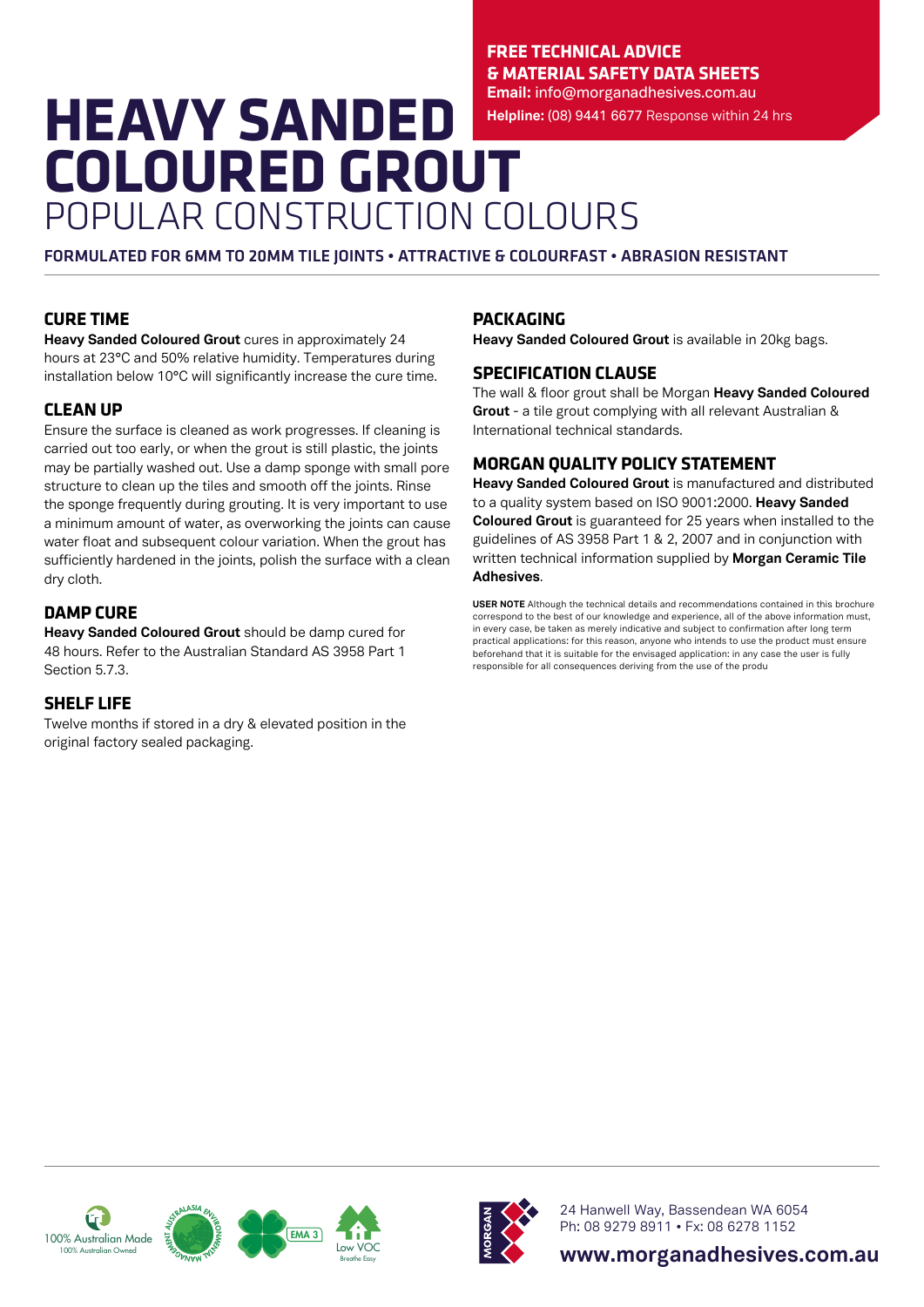**FREE TECHNICAL ADVICE & MATERIAL SAFETY DATA SHEETS**
**Email:** info@morganadhesives.com.au
**Helpline:** (08) 9441 6677 Response within 24 hrs

# HEAVY SANDED COLOURED GROUT

POPULAR CONSTRUCTION COLOURS

**FORMULATED FOR 6MM TO 20MM TILE JOINTS • ATTRACTIVE & COLOURFAST • ABRASION RESISTANT**

## CURE TIME

**Heavy Sanded Coloured Grout** cures in approximately 24 hours at 23°C and 50% relative humidity. Temperatures during installation below 10°C will significantly increase the cure time.

## CLEAN UP

Ensure the surface is cleaned as work progresses. If cleaning is carried out too early, or when the grout is still plastic, the joints may be partially washed out. Use a damp sponge with small pore structure to clean up the tiles and smooth off the joints. Rinse the sponge frequently during grouting. It is very important to use a minimum amount of water, as overworking the joints can cause water float and subsequent colour variation. When the grout has sufficiently hardened in the joints, polish the surface with a clean dry cloth.

## DAMP CURE

**Heavy Sanded Coloured Grout** should be damp cured for 48 hours. Refer to the Australian Standard AS 3958 Part 1 Section 5.7.3.

## SHELF LIFE

Twelve months if stored in a dry & elevated position in the original factory sealed packaging.

## PACKAGING

**Heavy Sanded Coloured Grout** is available in 20kg bags.

## SPECIFICATION CLAUSE

The wall & floor grout shall be Morgan **Heavy Sanded Coloured Grout** - a tile grout complying with all relevant Australian & International technical standards.

## MORGAN QUALITY POLICY STATEMENT

**Heavy Sanded Coloured Grout** is manufactured and distributed to a quality system based on ISO 9001:2000. **Heavy Sanded Coloured Grout** is guaranteed for 25 years when installed to the guidelines of AS 3958 Part 1 & 2, 2007 and in conjunction with written technical information supplied by **Morgan Ceramic Tile Adhesives**.

**USER NOTE** Although the technical details and recommendations contained in this brochure correspond to the best of our knowledge and experience, all of the above information must, in every case, be taken as merely indicative and subject to confirmation after long term practical applications: for this reason, anyone who intends to use the product must ensure beforehand that it is suitable for the envisaged application: in any case the user is fully responsible for all consequences deriving from the use of the produ

100% Australian Made
100% Australian Owned

EMA 3

Low VOC
Breathe Easy

MORGAN

24 Hanwell Way, Bassendean WA 6054
Ph: 08 9279 8911 • Fx: 08 6278 1152

**www.morganadhesives.com.au**